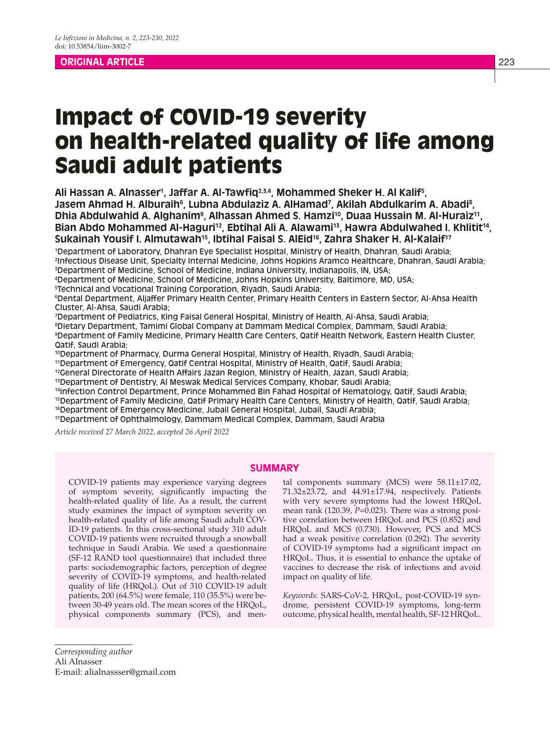ORIGINAL ARTICLE

# Impact of COVID-19 severity on health-related quality of life among Saudi adult patients

**Ali Hassan A. Alnasser[1], Jaffar A. Al-Tawfiq[2,3,4], Mohammed Sheker H. Al Kalif[5], Jasem Ahmad H. Alburaih[6], Lubna Abdulaziz A. AlHamad[7], Akilah Abdulkarim A. Abadi[8], Dhia Abdulwahid A. Alghanim[9], Alhassan Ahmed S. Hamzi[10], Duaa Hussain M. Al-Huraiz[11], Bian Abdo Mohammed Al-Haguri[12], Ebtihal Ali A. Alawami[13], Hawra Abdulwahed I. Khlitit[14], Sukainah Yousif I. Almutawah[15], Ibtihal Faisal S. AlEid[16], Zahra Shaker H. Al-Kalaif[17]**

[1]Department of Laboratory, Dhahran Eye Specialist Hospital, Ministry of Health, Dhahran, Saudi Arabia;
[2]Infectious Disease Unit, Specialty Internal Medicine, Johns Hopkins Aramco Healthcare, Dhahran, Saudi Arabia;
[3]Department of Medicine, School of Medicine, Indiana University, Indianapolis, IN, USA;
[4]Department of Medicine, School of Medicine, Johns Hopkins University, Baltimore, MD, USA;
[5]Technical and Vocational Training Corporation, Riyadh, Saudi Arabia;
[6]Dental Department, Aljaffer Primary Health Center, Primary Health Centers in Eastern Sector, Al-Ahsa Health Cluster, Al-Ahsa, Saudi Arabia;
[7]Department of Pediatrics, King Faisal General Hospital, Ministry of Health, Al-Ahsa, Saudi Arabia;
[8]Dietary Department, Tamimi Global Company at Dammam Medical Complex, Dammam, Saudi Arabia;
[9]Department of Family Medicine, Primary Health Care Centers, Qatif Health Network, Eastern Health Cluster, Qatif, Saudi Arabia;
[10]Department of Pharmacy, Durma General Hospital, Ministry of Health, Riyadh, Saudi Arabia;
[11]Department of Emergency, Qatif Central Hospital, Ministry of Health, Qatif, Saudi Arabia;
[12]General Directorate of Health Affairs Jazan Region, Ministry of Health, Jazan, Saudi Arabia;
[13]Department of Dentistry, Al Meswak Medical Services Company, Khobar, Saudi Arabia;
[14]Infection Control Department, Prince Mohammed Bin Fahad Hospital of Hematology, Qatif, Saudi Arabia;
[15]Department of Family Medicine, Qatif Primary Health Care Centers, Ministry of Health, Qatif, Saudi Arabia;
[16]Department of Emergency Medicine, Jubail General Hospital, Jubail, Saudi Arabia;
[17]Department of Ophthalmology, Dammam Medical Complex, Dammam, Saudi Arabia

*Article received 27 March 2022, accepted 26 April 2022*

## SUMMARY

COVID-19 patients may experience varying degrees of symptom severity, significantly impacting the health-related quality of life. As a result, the current study examines the impact of symptom severity on health-related quality of life among Saudi adult COVID-19 patients. In this cross-sectional study 310 adult COVID-19 patients were recruited through a snowball technique in Saudi Arabia. We used a questionnaire (SF-12 RAND tool questionnaire) that included three parts: sociodemographic factors, perception of degree severity of COVID-19 symptoms, and health-related quality of life (HRQoL). Out of 310 COVID-19 adult patients, 200 (64.5%) were female, 110 (35.5%) were between 30-49 years old. The mean scores of the HRQoL, physical components summary (PCS), and mental components summary (MCS) were 58.11±17.02, 71.32±23.72, and 44.91±17.94, respectively. Patients with very severe symptoms had the lowest HRQoL mean rank (120.39, *P*=0.023). There was a strong positive correlation between HRQoL and PCS (0.852) and HRQoL and MCS (0.730). However, PCS and MCS had a weak positive correlation (0.292). The severity of COVID-19 symptoms had a significant impact on HRQoL. Thus, it is essential to enhance the uptake of vaccines to decrease the risk of infections and avoid impact on quality of life.

*Keywords*: SARS-CoV-2, HRQoL, post-COVID-19 syndrome, persistent COVID-19 symptoms, long-term outcome, physical health, mental health, SF-12 HRQoL.

*Corresponding author*
Ali Alnasser
E-mail: alialnassser@gmail.com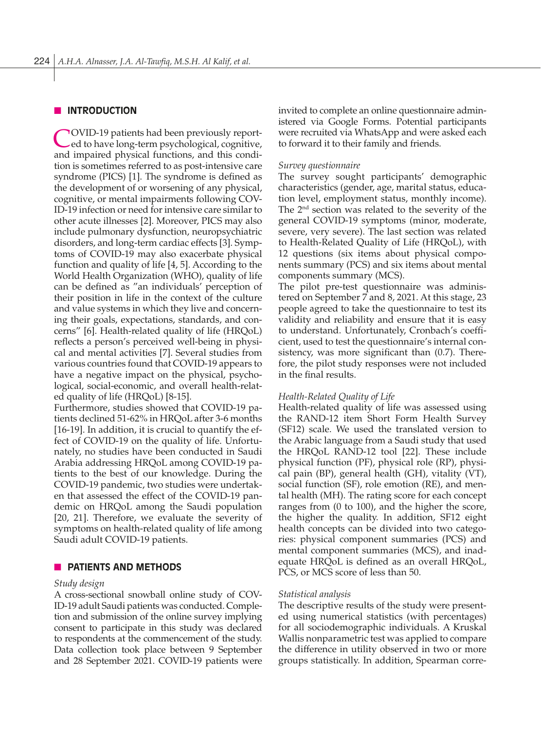## INTRODUCTION

COVID-19 patients had been previously reported to have long-term psychological, cognitive, and impaired physical functions, and this condition is sometimes referred to as post-intensive care syndrome (PICS) [1]. The syndrome is defined as the development of or worsening of any physical, cognitive, or mental impairments following COVID-19 infection or need for intensive care similar to other acute illnesses [2]. Moreover, PICS may also include pulmonary dysfunction, neuropsychiatric disorders, and long-term cardiac effects [3]. Symptoms of COVID-19 may also exacerbate physical function and quality of life [4, 5]. According to the World Health Organization (WHO), quality of life can be defined as "an individuals' perception of their position in life in the context of the culture and value systems in which they live and concerning their goals, expectations, standards, and concerns" [6]. Health-related quality of life (HRQoL) reflects a person's perceived well-being in physical and mental activities [7]. Several studies from various countries found that COVID-19 appears to have a negative impact on the physical, psychological, social-economic, and overall health-related quality of life (HRQoL) [8-15].

Furthermore, studies showed that COVID-19 patients declined 51-62% in HRQoL after 3-6 months [16-19]. In addition, it is crucial to quantify the effect of COVID-19 on the quality of life. Unfortunately, no studies have been conducted in Saudi Arabia addressing HRQoL among COVID-19 patients to the best of our knowledge. During the COVID-19 pandemic, two studies were undertaken that assessed the effect of the COVID-19 pandemic on HRQoL among the Saudi population [20, 21]. Therefore, we evaluate the severity of symptoms on health-related quality of life among Saudi adult COVID-19 patients.

## PATIENTS AND METHODS

### *Study design*

A cross-sectional snowball online study of COVID-19 adult Saudi patients was conducted. Completion and submission of the online survey implying consent to participate in this study was declared to respondents at the commencement of the study. Data collection took place between 9 September and 28 September 2021. COVID-19 patients were invited to complete an online questionnaire administered via Google Forms. Potential participants were recruited via WhatsApp and were asked each to forward it to their family and friends.

### *Survey questionnaire*

The survey sought participants' demographic characteristics (gender, age, marital status, education level, employment status, monthly income). The 2nd section was related to the severity of the general COVID-19 symptoms (minor, moderate, severe, very severe). The last section was related to Health-Related Quality of Life (HRQoL), with 12 questions (six items about physical components summary (PCS) and six items about mental components summary (MCS).

The pilot pre-test questionnaire was administered on September 7 and 8, 2021. At this stage, 23 people agreed to take the questionnaire to test its validity and reliability and ensure that it is easy to understand. Unfortunately, Cronbach's coefficient, used to test the questionnaire's internal consistency, was more significant than (0.7). Therefore, the pilot study responses were not included in the final results.

### *Health-Related Quality of Life*

Health-related quality of life was assessed using the RAND-12 item Short Form Health Survey (SF12) scale. We used the translated version to the Arabic language from a Saudi study that used the HRQoL RAND-12 tool [22]. These include physical function (PF), physical role (RP), physical pain (BP), general health (GH), vitality (VT), social function (SF), role emotion (RE), and mental health (MH). The rating score for each concept ranges from (0 to 100), and the higher the score, the higher the quality. In addition, SF12 eight health concepts can be divided into two categories: physical component summaries (PCS) and mental component summaries (MCS), and inadequate HRQoL is defined as an overall HRQoL, PCS, or MCS score of less than 50.

### *Statistical analysis*

The descriptive results of the study were presented using numerical statistics (with percentages) for all sociodemographic individuals. A Kruskal Wallis nonparametric test was applied to compare the difference in utility observed in two or more groups statistically. In addition, Spearman corre-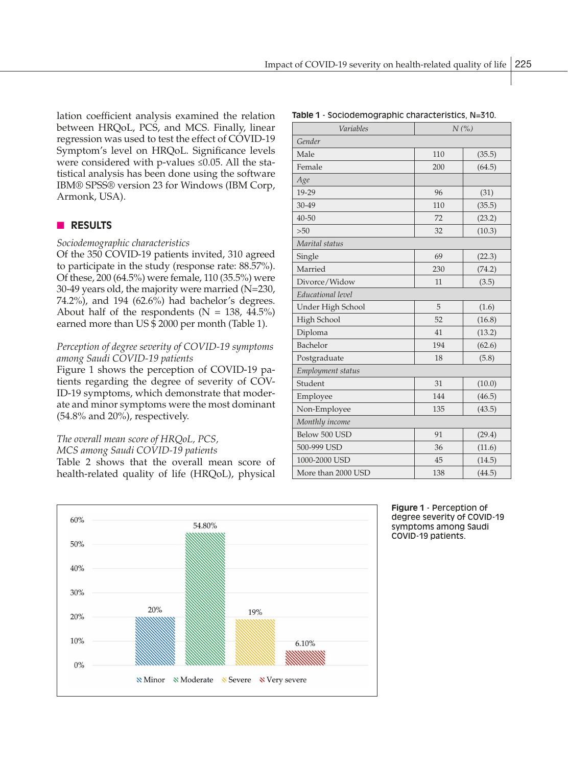lation coefficient analysis examined the relation between HRQoL, PCS, and MCS. Finally, linear regression was used to test the effect of COVID-19 Symptom's level on HRQoL. Significance levels were considered with p-values ≤0.05. All the statistical analysis has been done using the software IBM® SPSS® version 23 for Windows (IBM Corp, Armonk, USA).

## RESULTS

*Sociodemographic characteristics*

Of the 350 COVID-19 patients invited, 310 agreed to participate in the study (response rate: 88.57%). Of these, 200 (64.5%) were female, 110 (35.5%) were 30-49 years old, the majority were married (N=230, 74.2%), and 194 (62.6%) had bachelor's degrees. About half of the respondents (N = 138, 44.5%) earned more than US $ 2000 per month (Table 1).

*Perception of degree severity of COVID-19 symptoms among Saudi COVID-19 patients*

Figure 1 shows the perception of COVID-19 patients regarding the degree of severity of COVID-19 symptoms, which demonstrate that moderate and minor symptoms were the most dominant (54.8% and 20%), respectively.

*The overall mean score of HRQoL, PCS, MCS among Saudi COVID-19 patients*

Table 2 shows that the overall mean score of health-related quality of life (HRQoL), physical

**Table 1** - Sociodemographic characteristics, N=310.

| *Variables* | *N (%)* | |
|---|---|---|
| *Gender* | | |
| Male | 110 | (35.5) |
| Female | 200 | (64.5) |
| *Age* | | |
| 19-29 | 96 | (31) |
| 30-49 | 110 | (35.5) |
| 40-50 | 72 | (23.2) |
| >50 | 32 | (10.3) |
| *Marital status* | | |
| Single | 69 | (22.3) |
| Married | 230 | (74.2) |
| Divorce/Widow | 11 | (3.5) |
| *Educational level* | | |
| Under High School | 5 | (1.6) |
| High School | 52 | (16.8) |
| Diploma | 41 | (13.2) |
| Bachelor | 194 | (62.6) |
| Postgraduate | 18 | (5.8) |
| *Employment status* | | |
| Student | 31 | (10.0) |
| Employee | 144 | (46.5) |
| Non-Employee | 135 | (43.5) |
| *Monthly income* | | |
| Below 500 USD | 91 | (29.4) |
| 500-999 USD | 36 | (11.6) |
| 1000-2000 USD | 45 | (14.5) |
| More than 2000 USD | 138 | (44.5) |

| Severity | Percentage |
|---|---|
| Minor | 20% |
| Moderate | 54.80% |
| Severe | 19% |
| Very severe | 6.10% |

**Figure 1** - Perception of degree severity of COVID-19 symptoms among Saudi COVID-19 patients.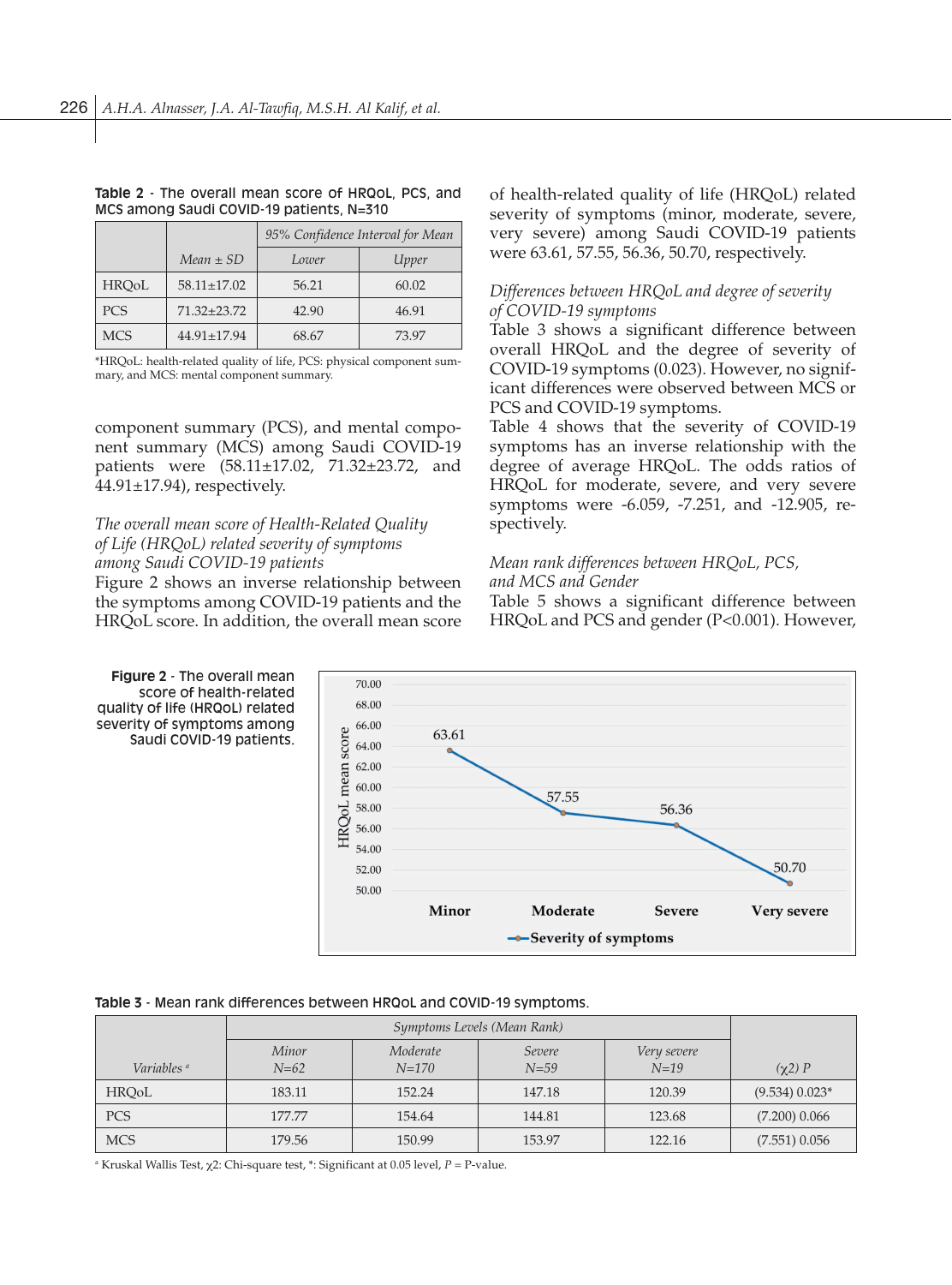**Table 2** - The overall mean score of HRQoL, PCS, and MCS among Saudi COVID-19 patients, N=310

| | | *95% Confidence Interval for Mean* | |
|---|---|---|---|
| | *Mean ± SD* | *Lower* | *Upper* |
| HRQoL | 58.11±17.02 | 56.21 | 60.02 |
| PCS | 71.32±23.72 | 42.90 | 46.91 |
| MCS | 44.91±17.94 | 68.67 | 73.97 |

*HRQoL: health-related quality of life, PCS: physical component summary, and MCS: mental component summary.

component summary (PCS), and mental component summary (MCS) among Saudi COVID-19 patients were (58.11±17.02, 71.32±23.72, and 44.91±17.94), respectively.

*The overall mean score of Health-Related Quality of Life (HRQoL) related severity of symptoms among Saudi COVID-19 patients*

Figure 2 shows an inverse relationship between the symptoms among COVID-19 patients and the HRQoL score. In addition, the overall mean score of health-related quality of life (HRQoL) related severity of symptoms (minor, moderate, severe, very severe) among Saudi COVID-19 patients were 63.61, 57.55, 56.36, 50.70, respectively.

*Differences between HRQoL and degree of severity of COVID-19 symptoms*

Table 3 shows a significant difference between overall HRQoL and the degree of severity of COVID-19 symptoms (0.023). However, no significant differences were observed between MCS or PCS and COVID-19 symptoms.

Table 4 shows that the severity of COVID-19 symptoms has an inverse relationship with the degree of average HRQoL. The odds ratios of HRQoL for moderate, severe, and very severe symptoms were -6.059, -7.251, and -12.905, respectively.

*Mean rank differences between HRQoL, PCS, and MCS and Gender*

Table 5 shows a significant difference between HRQoL and PCS and gender (P<0.001). However,

**Figure 2** - The overall mean score of health-related quality of life (HRQoL) related severity of symptoms among Saudi COVID-19 patients.

**Table 3** - Mean rank differences between HRQoL and COVID-19 symptoms.

| | *Symptoms Levels (Mean Rank)* | | | | |
|---|---|---|---|---|---|
| *Variables* [a] | *Minor N=62* | *Moderate N=170* | *Severe N=59* | *Very severe N=19* | *(χ2) P* |
| HRQoL | 183.11 | 152.24 | 147.18 | 120.39 | (9.534) 0.023* |
| PCS | 177.77 | 154.64 | 144.81 | 123.68 | (7.200) 0.066 |
| MCS | 179.56 | 150.99 | 153.97 | 122.16 | (7.551) 0.056 |

[a] Kruskal Wallis Test, χ2: Chi-square test, *: Significant at 0.05 level, *P* = P-value.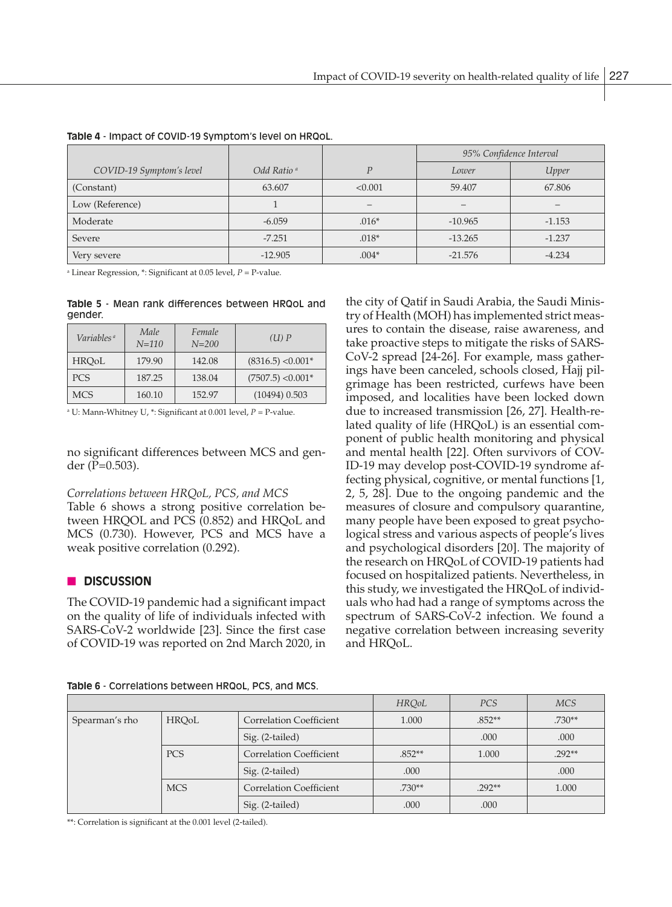**Table 4** - Impact of COVID-19 Symptom's level on HRQoL.

| COVID-19 Symptom's level | Odd Ratio [a] | *P* | 95% Confidence Interval | |
|---|---|---|---|---|
| | | | *Lower* | *Upper* |
| (Constant) | 63.607 | <0.001 | 59.407 | 67.806 |
| Low (Reference) | 1 | – | – | – |
| Moderate | -6.059 | .016* | -10.965 | -1.153 |
| Severe | -7.251 | .018* | -13.265 | -1.237 |
| Very severe | -12.905 | .004* | -21.576 | -4.234 |

[a] Linear Regression, *: Significant at 0.05 level, *P* = P-value.

**Table 5** - Mean rank differences between HRQoL and gender.

| *Variables* [a] | *Male N=110* | *Female N=200* | *(U) P* |
|---|---|---|---|
| HRQoL | 179.90 | 142.08 | (8316.5) <0.001* |
| PCS | 187.25 | 138.04 | (7507.5) <0.001* |
| MCS | 160.10 | 152.97 | (10494) 0.503 |

[a] U: Mann-Whitney U, *: Significant at 0.001 level, *P* = P-value.

no significant differences between MCS and gender (P=0.503).

*Correlations between HRQoL, PCS, and MCS*

Table 6 shows a strong positive correlation between HRQOL and PCS (0.852) and HRQoL and MCS (0.730). However, PCS and MCS have a weak positive correlation (0.292).

## DISCUSSION

The COVID-19 pandemic had a significant impact on the quality of life of individuals infected with SARS-CoV-2 worldwide [23]. Since the first case of COVID-19 was reported on 2nd March 2020, in the city of Qatif in Saudi Arabia, the Saudi Ministry of Health (MOH) has implemented strict measures to contain the disease, raise awareness, and take proactive steps to mitigate the risks of SARS-CoV-2 spread [24-26]. For example, mass gatherings have been canceled, schools closed, Hajj pilgrimage has been restricted, curfews have been imposed, and localities have been locked down due to increased transmission [26, 27]. Health-related quality of life (HRQoL) is an essential component of public health monitoring and physical and mental health [22]. Often survivors of COVID-19 may develop post-COVID-19 syndrome affecting physical, cognitive, or mental functions [1, 2, 5, 28]. Due to the ongoing pandemic and the measures of closure and compulsory quarantine, many people have been exposed to great psychological stress and various aspects of people's lives and psychological disorders [20]. The majority of the research on HRQoL of COVID-19 patients had focused on hospitalized patients. Nevertheless, in this study, we investigated the HRQoL of individuals who had had a range of symptoms across the spectrum of SARS-CoV-2 infection. We found a negative correlation between increasing severity and HRQoL.

**Table 6** - Correlations between HRQoL, PCS, and MCS.

| | | | *HRQoL* | *PCS* | *MCS* |
|---|---|---|---|---|---|
| Spearman's rho | HRQoL | Correlation Coefficient | 1.000 | .852** | .730** |
| | | Sig. (2-tailed) | | .000 | .000 |
| | PCS | Correlation Coefficient | .852** | 1.000 | .292** |
| | | Sig. (2-tailed) | .000 | | .000 |
| | MCS | Correlation Coefficient | .730** | .292** | 1.000 |
| | | Sig. (2-tailed) | .000 | .000 | |

**: Correlation is significant at the 0.001 level (2-tailed).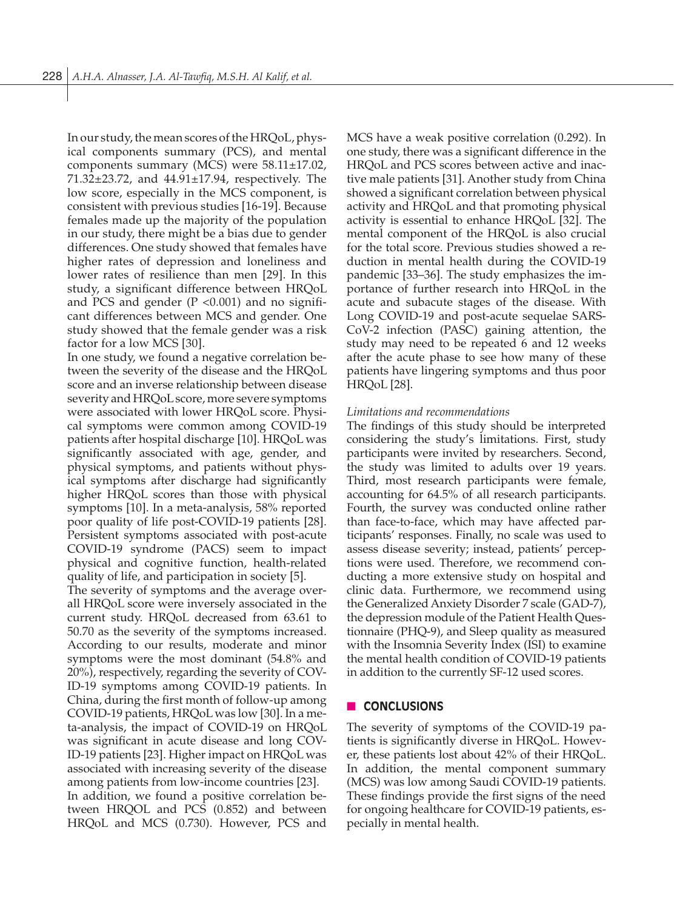In our study, the mean scores of the HRQoL, physical components summary (PCS), and mental components summary (MCS) were 58.11±17.02, 71.32±23.72, and 44.91±17.94, respectively. The low score, especially in the MCS component, is consistent with previous studies [16-19]. Because females made up the majority of the population in our study, there might be a bias due to gender differences. One study showed that females have higher rates of depression and loneliness and lower rates of resilience than men [29]. In this study, a significant difference between HRQoL and PCS and gender (P <0.001) and no significant differences between MCS and gender. One study showed that the female gender was a risk factor for a low MCS [30].

In one study, we found a negative correlation between the severity of the disease and the HRQoL score and an inverse relationship between disease severity and HRQoL score, more severe symptoms were associated with lower HRQoL score. Physical symptoms were common among COVID-19 patients after hospital discharge [10]. HRQoL was significantly associated with age, gender, and physical symptoms, and patients without physical symptoms after discharge had significantly higher HRQoL scores than those with physical symptoms [10]. In a meta-analysis, 58% reported poor quality of life post-COVID-19 patients [28]. Persistent symptoms associated with post-acute COVID-19 syndrome (PACS) seem to impact physical and cognitive function, health-related quality of life, and participation in society [5].

The severity of symptoms and the average overall HRQoL score were inversely associated in the current study. HRQoL decreased from 63.61 to 50.70 as the severity of the symptoms increased. According to our results, moderate and minor symptoms were the most dominant (54.8% and 20%), respectively, regarding the severity of COVID-19 symptoms among COVID-19 patients. In China, during the first month of follow-up among COVID-19 patients, HRQoL was low [30]. In a meta-analysis, the impact of COVID-19 on HRQoL was significant in acute disease and long COVID-19 patients [23]. Higher impact on HRQoL was associated with increasing severity of the disease among patients from low-income countries [23].

In addition, we found a positive correlation between HRQOL and PCS (0.852) and between HRQoL and MCS (0.730). However, PCS and MCS have a weak positive correlation (0.292). In one study, there was a significant difference in the HRQoL and PCS scores between active and inactive male patients [31]. Another study from China showed a significant correlation between physical activity and HRQoL and that promoting physical activity is essential to enhance HRQoL [32]. The mental component of the HRQoL is also crucial for the total score. Previous studies showed a reduction in mental health during the COVID-19 pandemic [33–36]. The study emphasizes the importance of further research into HRQoL in the acute and subacute stages of the disease. With Long COVID-19 and post-acute sequelae SARS-CoV-2 infection (PASC) gaining attention, the study may need to be repeated 6 and 12 weeks after the acute phase to see how many of these patients have lingering symptoms and thus poor HRQoL [28].

*Limitations and recommendations*

The findings of this study should be interpreted considering the study's limitations. First, study participants were invited by researchers. Second, the study was limited to adults over 19 years. Third, most research participants were female, accounting for 64.5% of all research participants. Fourth, the survey was conducted online rather than face-to-face, which may have affected participants' responses. Finally, no scale was used to assess disease severity; instead, patients' perceptions were used. Therefore, we recommend conducting a more extensive study on hospital and clinic data. Furthermore, we recommend using the Generalized Anxiety Disorder 7 scale (GAD-7), the depression module of the Patient Health Questionnaire (PHQ-9), and Sleep quality as measured with the Insomnia Severity Index (ISI) to examine the mental health condition of COVID-19 patients in addition to the currently SF-12 used scores.

## CONCLUSIONS

The severity of symptoms of the COVID-19 patients is significantly diverse in HRQoL. However, these patients lost about 42% of their HRQoL. In addition, the mental component summary (MCS) was low among Saudi COVID-19 patients. These findings provide the first signs of the need for ongoing healthcare for COVID-19 patients, especially in mental health.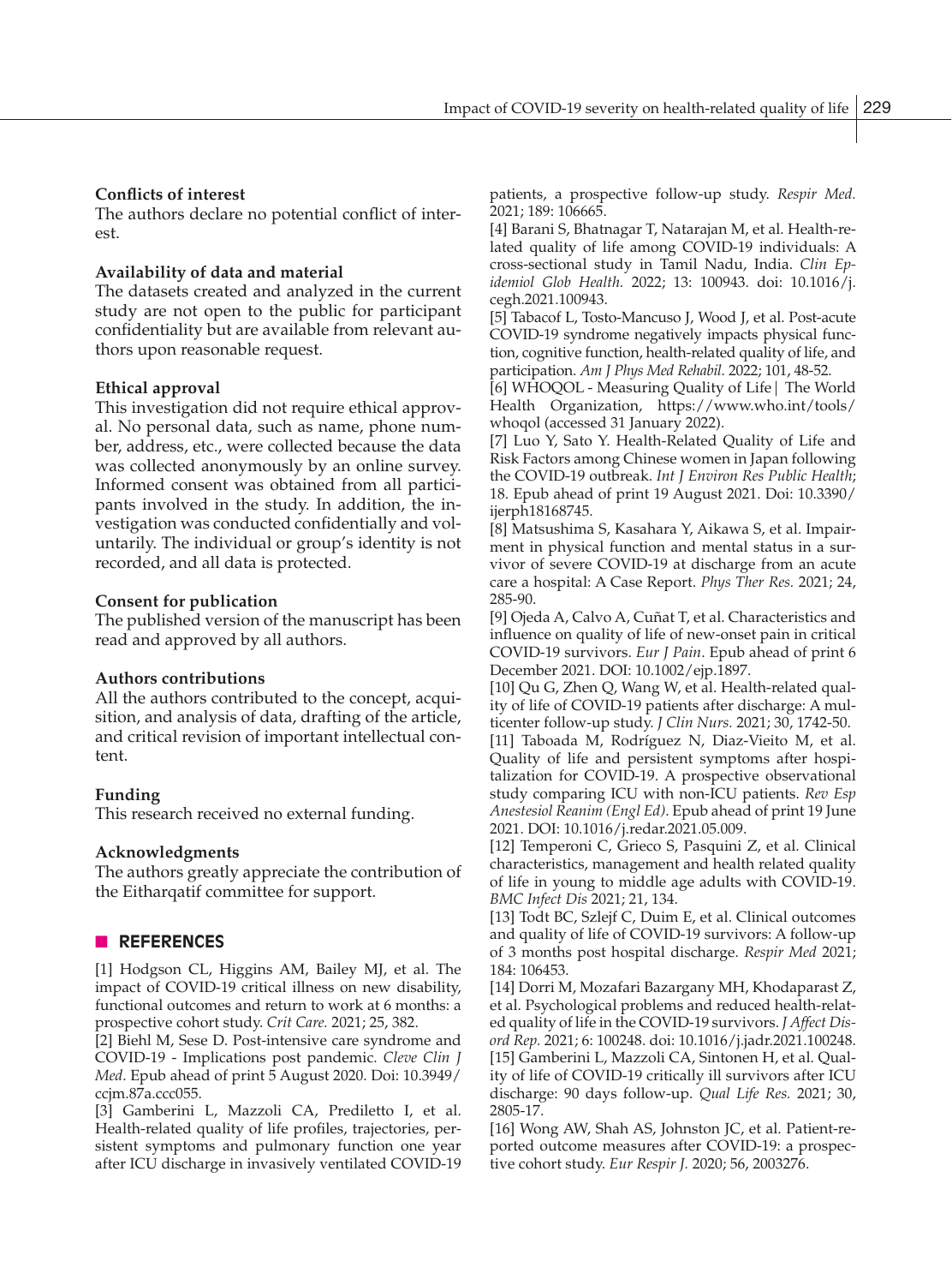### Conflicts of interest

The authors declare no potential conflict of interest.

### Availability of data and material

The datasets created and analyzed in the current study are not open to the public for participant confidentiality but are available from relevant authors upon reasonable request.

### Ethical approval

This investigation did not require ethical approval. No personal data, such as name, phone number, address, etc., were collected because the data was collected anonymously by an online survey. Informed consent was obtained from all participants involved in the study. In addition, the investigation was conducted confidentially and voluntarily. The individual or group's identity is not recorded, and all data is protected.

### Consent for publication

The published version of the manuscript has been read and approved by all authors.

### Authors contributions

All the authors contributed to the concept, acquisition, and analysis of data, drafting of the article, and critical revision of important intellectual content.

### Funding

This research received no external funding.

### Acknowledgments

The authors greatly appreciate the contribution of the Eitharqatif committee for support.

## REFERENCES

[1] Hodgson CL, Higgins AM, Bailey MJ, et al. The impact of COVID-19 critical illness on new disability, functional outcomes and return to work at 6 months: a prospective cohort study. *Crit Care.* 2021; 25, 382.

[2] Biehl M, Sese D. Post-intensive care syndrome and COVID-19 - Implications post pandemic. *Cleve Clin J Med*. Epub ahead of print 5 August 2020. Doi: 10.3949/ccjm.87a.ccc055.

[3] Gamberini L, Mazzoli CA, Prediletto I, et al. Health-related quality of life profiles, trajectories, persistent symptoms and pulmonary function one year after ICU discharge in invasively ventilated COVID-19 patients, a prospective follow-up study. *Respir Med.* 2021; 189: 106665.

[4] Barani S, Bhatnagar T, Natarajan M, et al. Health-related quality of life among COVID-19 individuals: A cross-sectional study in Tamil Nadu, India. *Clin Epidemiol Glob Health.* 2022; 13: 100943. doi: 10.1016/j.cegh.2021.100943.

[5] Tabacof L, Tosto-Mancuso J, Wood J, et al. Post-acute COVID-19 syndrome negatively impacts physical function, cognitive function, health-related quality of life, and participation. *Am J Phys Med Rehabil.* 2022; 101, 48-52.

[6] WHOQOL - Measuring Quality of Life| The World Health Organization, https://www.who.int/tools/whoqol (accessed 31 January 2022).

[7] Luo Y, Sato Y. Health-Related Quality of Life and Risk Factors among Chinese women in Japan following the COVID-19 outbreak. *Int J Environ Res Public Health*; 18. Epub ahead of print 19 August 2021. Doi: 10.3390/ijerph18168745.

[8] Matsushima S, Kasahara Y, Aikawa S, et al. Impairment in physical function and mental status in a survivor of severe COVID-19 at discharge from an acute care a hospital: A Case Report. *Phys Ther Res.* 2021; 24, 285-90.

[9] Ojeda A, Calvo A, Cuñat T, et al. Characteristics and influence on quality of life of new-onset pain in critical COVID-19 survivors. *Eur J Pain*. Epub ahead of print 6 December 2021. DOI: 10.1002/ejp.1897.

[10] Qu G, Zhen Q, Wang W, et al. Health-related quality of life of COVID-19 patients after discharge: A multicenter follow-up study. *J Clin Nurs.* 2021; 30, 1742-50.

[11] Taboada M, Rodríguez N, Diaz-Vieito M, et al. Quality of life and persistent symptoms after hospitalization for COVID-19. A prospective observational study comparing ICU with non-ICU patients. *Rev Esp Anestesiol Reanim (Engl Ed)*. Epub ahead of print 19 June 2021. DOI: 10.1016/j.redar.2021.05.009.

[12] Temperoni C, Grieco S, Pasquini Z, et al. Clinical characteristics, management and health related quality of life in young to middle age adults with COVID-19. *BMC Infect Dis* 2021; 21, 134.

[13] Todt BC, Szlejf C, Duim E, et al. Clinical outcomes and quality of life of COVID-19 survivors: A follow-up of 3 months post hospital discharge. *Respir Med* 2021; 184: 106453.

[14] Dorri M, Mozafari Bazargany MH, Khodaparast Z, et al. Psychological problems and reduced health-related quality of life in the COVID-19 survivors. *J Affect Disord Rep.* 2021; 6: 100248. doi: 10.1016/j.jadr.2021.100248.

[15] Gamberini L, Mazzoli CA, Sintonen H, et al. Quality of life of COVID-19 critically ill survivors after ICU discharge: 90 days follow-up. *Qual Life Res.* 2021; 30, 2805-17.

[16] Wong AW, Shah AS, Johnston JC, et al. Patient-reported outcome measures after COVID-19: a prospective cohort study. *Eur Respir J.* 2020; 56, 2003276.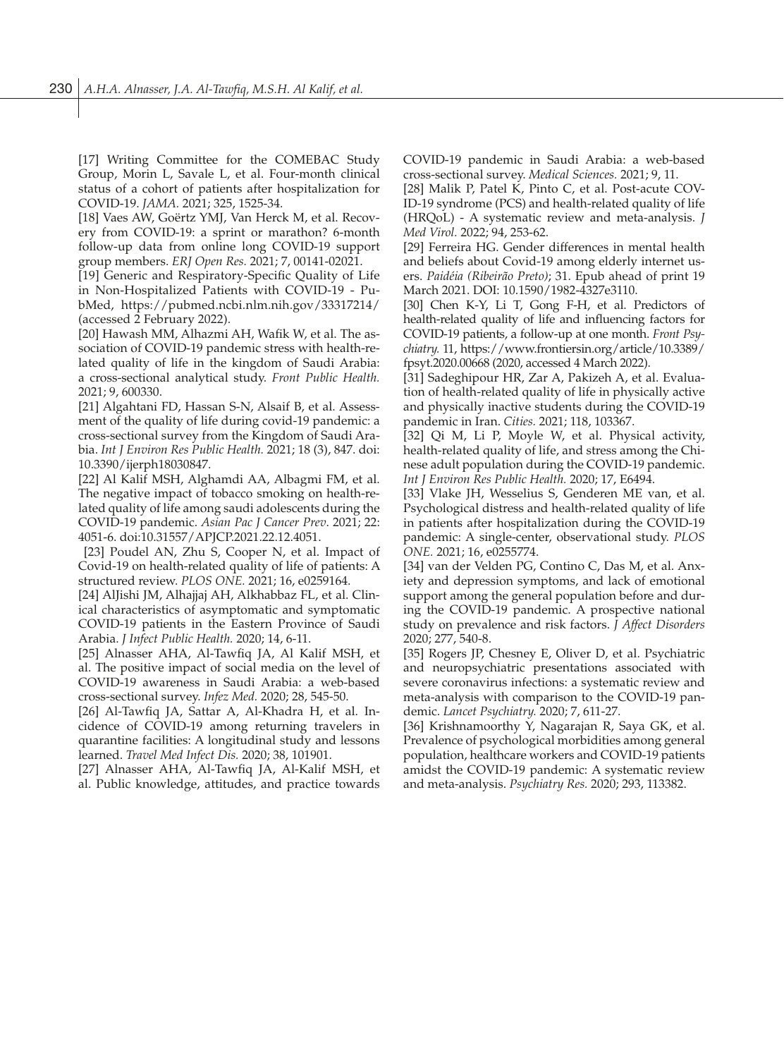[17] Writing Committee for the COMEBAC Study Group, Morin L, Savale L, et al. Four-month clinical status of a cohort of patients after hospitalization for COVID-19. *JAMA.* 2021; 325, 1525-34.

[18] Vaes AW, Goërtz YMJ, Van Herck M, et al. Recovery from COVID-19: a sprint or marathon? 6-month follow-up data from online long COVID-19 support group members. *ERJ Open Res.* 2021; 7, 00141-02021.

[19] Generic and Respiratory-Specific Quality of Life in Non-Hospitalized Patients with COVID-19 - PubMed, https://pubmed.ncbi.nlm.nih.gov/33317214/ (accessed 2 February 2022).

[20] Hawash MM, Alhazmi AH, Wafik W, et al. The association of COVID-19 pandemic stress with health-related quality of life in the kingdom of Saudi Arabia: a cross-sectional analytical study. *Front Public Health.* 2021; 9, 600330.

[21] Algahtani FD, Hassan S-N, Alsaif B, et al. Assessment of the quality of life during covid-19 pandemic: a cross-sectional survey from the Kingdom of Saudi Arabia. *Int J Environ Res Public Health.* 2021; 18 (3), 847. doi: 10.3390/ijerph18030847.

[22] Al Kalif MSH, Alghamdi AA, Albagmi FM, et al. The negative impact of tobacco smoking on health-related quality of life among saudi adolescents during the COVID-19 pandemic. *Asian Pac J Cancer Prev.* 2021; 22: 4051-6. doi:10.31557/APJCP.2021.22.12.4051.

[23] Poudel AN, Zhu S, Cooper N, et al. Impact of Covid-19 on health-related quality of life of patients: A structured review. *PLOS ONE.* 2021; 16, e0259164.

[24] AlJishi JM, Alhajjaj AH, Alkhabbaz FL, et al. Clinical characteristics of asymptomatic and symptomatic COVID-19 patients in the Eastern Province of Saudi Arabia. *J Infect Public Health.* 2020; 14, 6-11.

[25] Alnasser AHA, Al-Tawfiq JA, Al Kalif MSH, et al. The positive impact of social media on the level of COVID-19 awareness in Saudi Arabia: a web-based cross-sectional survey. *Infez Med.* 2020; 28, 545-50.

[26] Al-Tawfiq JA, Sattar A, Al-Khadra H, et al. Incidence of COVID-19 among returning travelers in quarantine facilities: A longitudinal study and lessons learned. *Travel Med Infect Dis.* 2020; 38, 101901.

[27] Alnasser AHA, Al-Tawfiq JA, Al-Kalif MSH, et al. Public knowledge, attitudes, and practice towards COVID-19 pandemic in Saudi Arabia: a web-based cross-sectional survey. *Medical Sciences.* 2021; 9, 11.

[28] Malik P, Patel K, Pinto C, et al. Post-acute COVID-19 syndrome (PCS) and health-related quality of life (HRQoL) - A systematic review and meta-analysis. *J Med Virol.* 2022; 94, 253-62.

[29] Ferreira HG. Gender differences in mental health and beliefs about Covid-19 among elderly internet users. *Paidéia (Ribeirão Preto)*; 31. Epub ahead of print 19 March 2021. DOI: 10.1590/1982-4327e3110.

[30] Chen K-Y, Li T, Gong F-H, et al. Predictors of health-related quality of life and influencing factors for COVID-19 patients, a follow-up at one month. *Front Psychiatry.* 11, https://www.frontiersin.org/article/10.3389/fpsyt.2020.00668 (2020, accessed 4 March 2022).

[31] Sadeghipour HR, Zar A, Pakizeh A, et al. Evaluation of health-related quality of life in physically active and physically inactive students during the COVID-19 pandemic in Iran. *Cities.* 2021; 118, 103367.

[32] Qi M, Li P, Moyle W, et al. Physical activity, health-related quality of life, and stress among the Chinese adult population during the COVID-19 pandemic. *Int J Environ Res Public Health.* 2020; 17, E6494.

[33] Vlake JH, Wesselius S, Genderen ME van, et al. Psychological distress and health-related quality of life in patients after hospitalization during the COVID-19 pandemic: A single-center, observational study. *PLOS ONE.* 2021; 16, e0255774.

[34] van der Velden PG, Contino C, Das M, et al. Anxiety and depression symptoms, and lack of emotional support among the general population before and during the COVID-19 pandemic. A prospective national study on prevalence and risk factors. *J Affect Disorders* 2020; 277, 540-8.

[35] Rogers JP, Chesney E, Oliver D, et al. Psychiatric and neuropsychiatric presentations associated with severe coronavirus infections: a systematic review and meta-analysis with comparison to the COVID-19 pandemic. *Lancet Psychiatry.* 2020; 7, 611-27.

[36] Krishnamoorthy Y, Nagarajan R, Saya GK, et al. Prevalence of psychological morbidities among general population, healthcare workers and COVID-19 patients amidst the COVID-19 pandemic: A systematic review and meta-analysis. *Psychiatry Res.* 2020; 293, 113382.